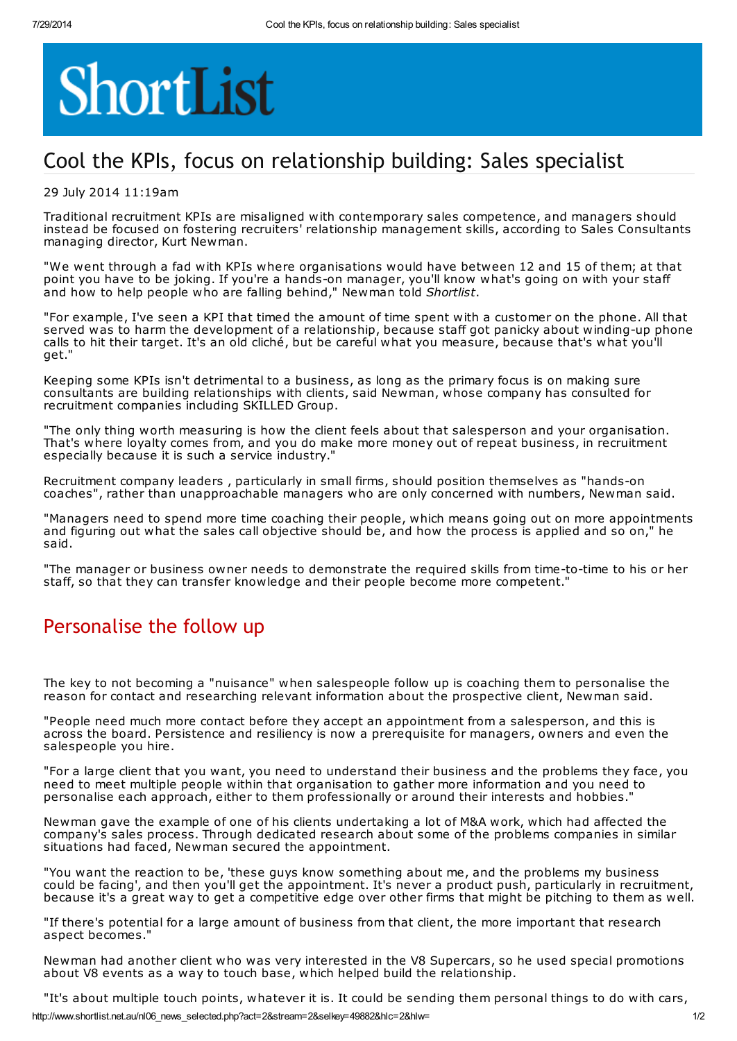# ShortList

## Cool the KPIs, focus on relationship building: Sales specialist

29 July 2014 11:19am

Traditional recruitment KPIs are misaligned with contemporary sales competence, and managers should instead be focused on fostering recruiters' relationship management skills, according to Sales Consultants managing director, Kurt Newman.

"We went through a fad with KPIs where organisations would have between 12 and 15 of them; at that point you have to be joking. If you're a hands-on manager, you'll know what's going on with your staff and how to help people who are falling behind," Newman told *Shortlist*.

"For example, I've seen a KPI that timed the amount of time spent with a customer on the phone. All that served was to harm the development of a relationship, because staff got panicky about winding-up phone calls to hit their target. It's an old cliché, but be careful what you measure, because that's what you'll get."

Keeping some KPIs isn't detrimental to a business, as long as the primary focus is on making sure consultants are building relationships with clients, said Newman, whose company has consulted for recruitment companies including SKILLED Group.

"The only thing worth measuring is how the client feels about that salesperson and your organisation. That's where loyalty comes from, and you do make more money out of repeat business, in recruitment especially because it is such a service industry."

Recruitment company leaders , particularly in small firms, should position themselves as "hands-on coaches", rather than unapproachable managers who are only concerned with numbers, Newman said.

"Managers need to spend more time coaching their people, which means going out on more appointments and figuring out what the sales call objective should be, and how the process is applied and so on," he said.

"The manager or business owner needs to demonstrate the required skills from time-to-time to his or her staff, so that they can transfer knowledge and their people become more competent."

## Personalise the follow up

The key to not becoming a "nuisance" when salespeople follow up is coaching them to personalise the reason for contact and researching relevant information about the prospective client, Newman said.

"People need much more contact before they accept an appointment from a salesperson, and this is across the board. Persistence and resiliency is now a prerequisite for managers, owners and even the salespeople you hire.

"For a large client that you want, you need to understand their business and the problems they face, you need to meet multiple people within that organisation to gather more information and you need to personalise each approach, either to them professionally or around their interests and hobbies."

Newman gave the example of one of his clients undertaking a lot of M&A work, which had affected the company's sales process. Through dedicated research about some of the problems companies in similar situations had faced, Newman secured the appointment.

"You want the reaction to be, 'these guys know something about me, and the problems my business could be facing', and then you'll get the appointment. It's never a product push, particularly in recruitment, because it's a great way to get a competitive edge over other firms that might be pitching to them as well.

"If there's potential for a large amount of business from that client, the more important that research aspect becomes."

Newman had another client who was very interested in the V8 Supercars, so he used special promotions about V8 events as a way to touch base, which helped build the relationship.

"It's about multiple touch points, whatever it is. It could be sending them personal things to do with cars,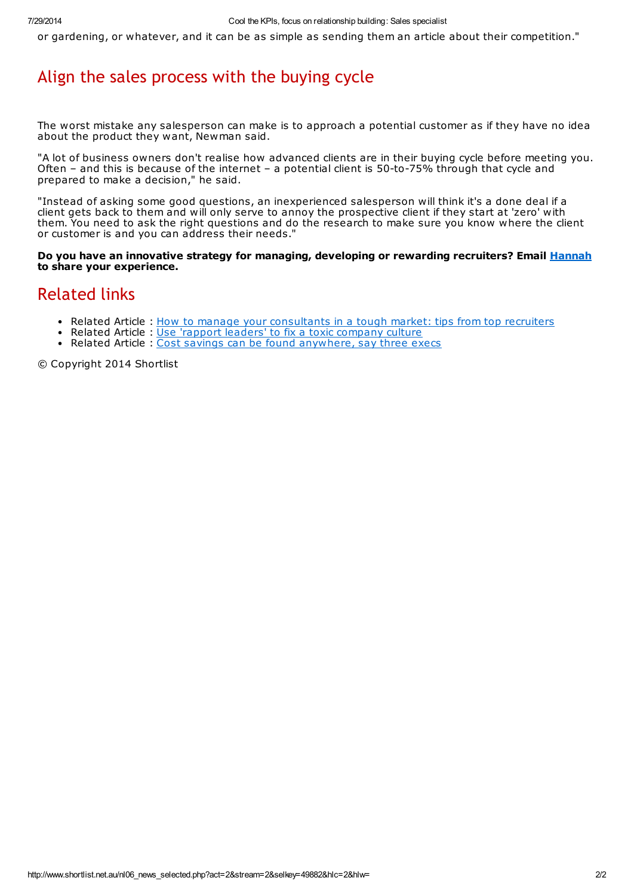or gardening, or whatever, and it can be as simple as sending them an article about their competition."

## Align the sales process with the buying cycle

The worst mistake any salesperson can make is to approach a potential customer as if they have no idea about the product they want, Newman said.

"A lot of business owners don't realise how advanced clients are in their buying cycle before meeting you. Often – and this is because of the internet – a potential client is 50-to-75% through that cycle and prepared to make a decision," he said.

"Instead of asking some good questions, an inexperienced salesperson will think it's a done deal if a client gets back to them and will only serve to annoy the prospective client if they start at 'zero' with them. You need to ask the right questions and do the research to make sure you know where the client or customer is and you can address their needs."

**Do you have an innovative strategy for managing, developing or rewarding recruiters? Email Hannah to share your experience.**

## Related links

- Related Article : How to manage your consultants in a tough market: tips from top recruiters
- Related Article : Use 'rapport leaders' to fix a toxic company culture
- Related Article : Cost savings can be found anywhere, say three execs

© Copyright 2014 Shortlist